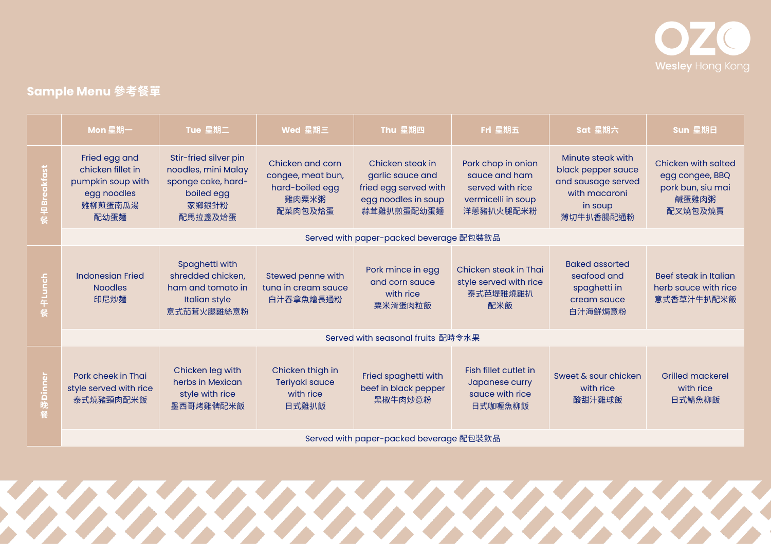OZO Wesley Hong Kong

## Sample Menu 參考餐單

| | Mon 星期一 | Tue 星期二 | Wed 星期三 | Thu 星期四 | Fri 星期五 | Sat 星期六 | Sun 星期日 |
|---|---|---|---|---|---|---|---|
| 早餐 Breakfast | Fried egg and chicken fillet in pumpkin soup with egg noodles 雞柳煎蛋南瓜湯配幼蛋麵 | Stir-fried silver pin noodles, mini Malay sponge cake, hard-boiled egg 家鄉銀針粉配馬拉盞及烚蛋 | Chicken and corn congee, meat bun, hard-boiled egg 雞肉粟米粥配菜肉包及烚蛋 | Chicken steak in garlic sauce and fried egg served with egg noodles in soup 蒜茸雞扒煎蛋配幼蛋麵 | Pork chop in onion sauce and ham served with rice vermicelli in soup 洋蔥豬扒火腿配米粉 | Minute steak with black pepper sauce and sausage served with macaroni in soup 薄切牛扒香腸配通粉 | Chicken with salted egg congee, BBQ pork bun, siu mai 鹹蛋雞肉粥配叉燒包及燒賣 |
| | Served with paper-packed beverage 配包裝飲品 | | | | | | |
| 午餐 Lunch | Indonesian Fried Noodles 印尼炒麵 | Spaghetti with shredded chicken, ham and tomato in Italian style 意式茄茸火腿雞絲意粉 | Stewed penne with tuna in cream sauce 白汁吞拿魚燴長通粉 | Pork mince in egg and corn sauce with rice 粟米滑蛋肉粒飯 | Chicken steak in Thai style served with rice 泰式芭堤雅燒雞扒配米飯 | Baked assorted seafood and spaghetti in cream sauce 白汁海鮮焗意粉 | Beef steak in Italian herb sauce with rice 意式香草汁牛扒配米飯 |
| | Served with seasonal fruits 配時令水果 | | | | | | |
| 晚餐 Dinner | Pork cheek in Thai style served with rice 泰式燒豬頸肉配米飯 | Chicken leg with herbs in Mexican style with rice 墨西哥烤雞髀配米飯 | Chicken thigh in Teriyaki sauce with rice 日式雞扒飯 | Fried spaghetti with beef in black pepper 黑椒牛肉炒意粉 | Fish fillet cutlet in Japanese curry sauce with rice 日式咖喱魚柳飯 | Sweet & sour chicken with rice 酸甜汁雞球飯 | Grilled mackerel with rice 日式鯖魚柳飯 |
| | Served with paper-packed beverage 配包裝飲品 | | | | | | |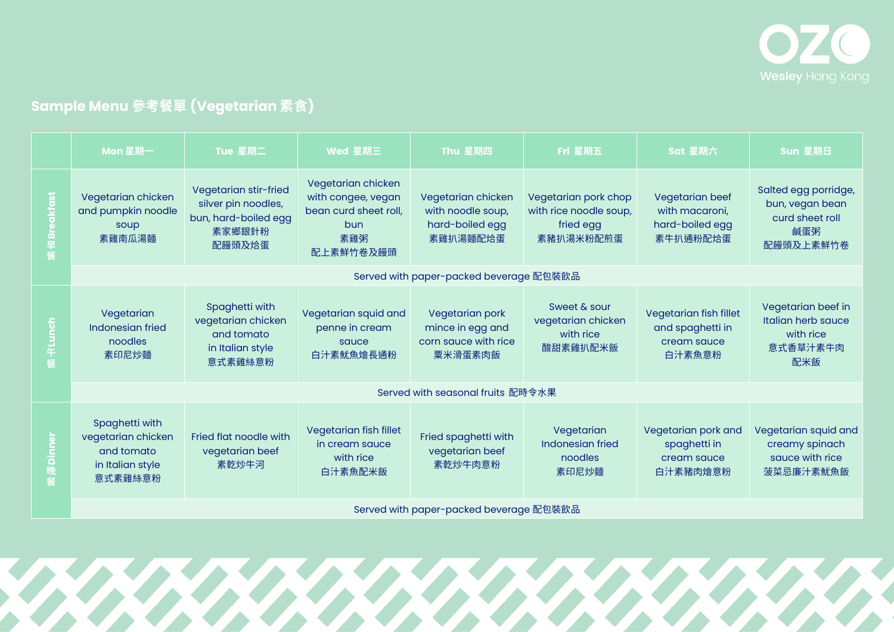## Sample Menu 參考餐單 (Vegetarian 素食)

| | Mon 星期一 | Tue 星期二 | Wed 星期三 | Thu 星期四 | Fri 星期五 | Sat 星期六 | Sun 星期日 |
|---|---|---|---|---|---|---|---|
| 早餐 Breakfast | Vegetarian chicken and pumpkin noodle soup 素雞南瓜湯麵 | Vegetarian stir-fried silver pin noodles, bun, hard-boiled egg 素家鄉銀針粉 配饅頭及烚蛋 | Vegetarian chicken with congee, vegan bean curd sheet roll, bun 素雞粥 配上素鮮竹卷及饅頭 | Vegetarian chicken with noodle soup, hard-boiled egg 素雞扒湯麵配烚蛋 | Vegetarian pork chop with rice noodle soup, fried egg 素豬扒湯米粉配煎蛋 | Vegetarian beef with macaroni, hard-boiled egg 素牛扒通粉配烚蛋 | Salted egg porridge, bun, vegan bean curd sheet roll 鹹蛋粥 配饅頭及上素鮮竹卷 |
| | Served with paper-packed beverage 配包裝飲品 | | | | | | |
| 午餐 Lunch | Vegetarian Indonesian fried noodles 素印尼炒麵 | Spaghetti with vegetarian chicken and tomato in Italian style 意式素雞絲意粉 | Vegetarian squid and penne in cream sauce 白汁素魷魚燴長通粉 | Vegetarian pork mince in egg and corn sauce with rice 粟米滑蛋素肉飯 | Sweet & sour vegetarian chicken with rice 酸甜素雞扒配米飯 | Vegetarian fish fillet and spaghetti in cream sauce 白汁素魚意粉 | Vegetarian beef in Italian herb sauce with rice 意式香草汁素牛肉 配米飯 |
| | Served with seasonal fruits 配時令水果 | | | | | | |
| 晚餐 Dinner | Spaghetti with vegetarian chicken and tomato in Italian style 意式素雞絲意粉 | Fried flat noodle with vegetarian beef 素乾炒牛河 | Vegetarian fish fillet in cream sauce with rice 白汁素魚配米飯 | Fried spaghetti with vegetarian beef 素乾炒牛肉意粉 | Vegetarian Indonesian fried noodles 素印尼炒麵 | Vegetarian pork and spaghetti in cream sauce 白汁素豬肉燴意粉 | Vegetarian squid and creamy spinach sauce with rice 菠菜忌廉汁素魷魚飯 |
| | Served with paper-packed beverage 配包裝飲品 | | | | | | |